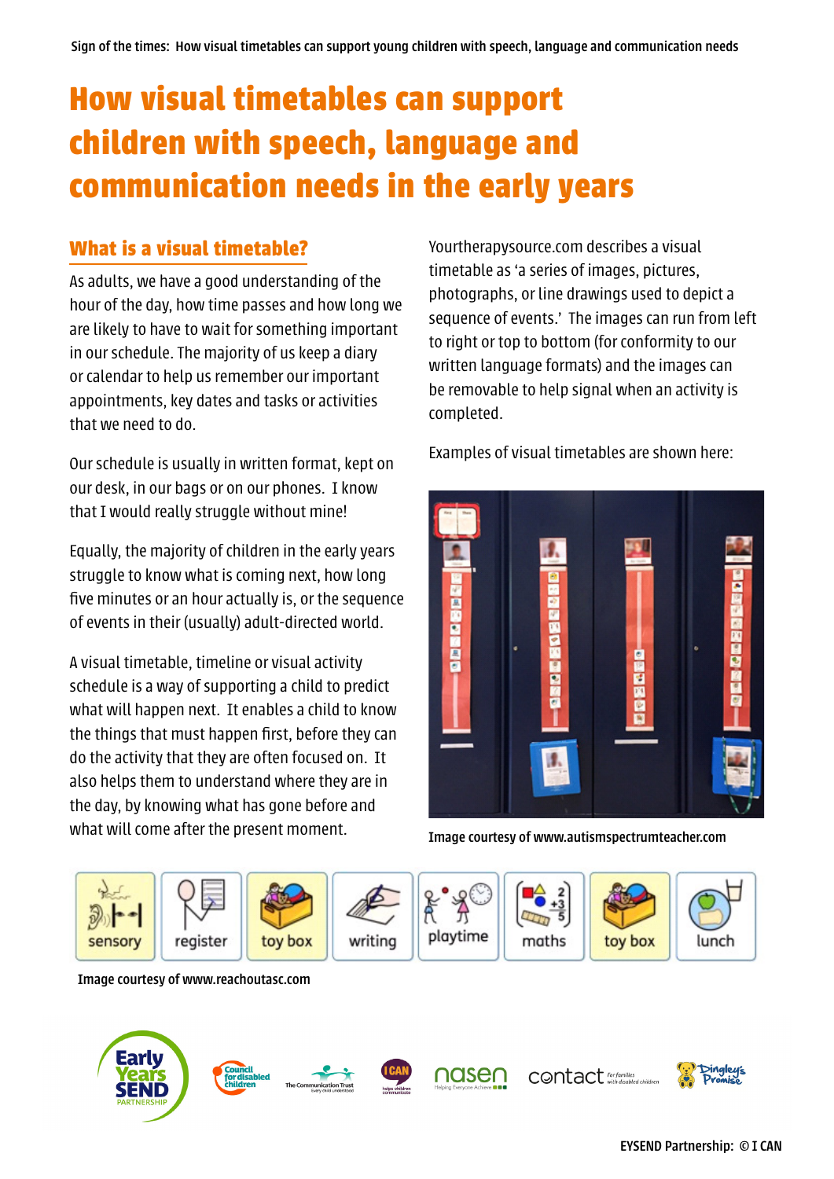# How visual timetables can support children with speech, language and communication needs in the early years

## What is a visual timetable?

As adults, we have a good understanding of the hour of the day, how time passes and how long we are likely to have to wait for something important in our schedule. The majority of us keep a diary or calendar to help us remember our important appointments, key dates and tasks or activities that we need to do.

Our schedule is usually in written format, kept on our desk, in our bags or on our phones. I know that I would really struggle without mine!

Equally, the majority of children in the early years struggle to know what is coming next, how long five minutes or an hour actually is, or the sequence of events in their (usually) adult-directed world.

A visual timetable, timeline or visual activity schedule is a way of supporting a child to predict what will happen next. It enables a child to know the things that must happen first, before they can do the activity that they are often focused on. It also helps them to understand where they are in the day, by knowing what has gone before and what will come after the present moment.

Yourtherapysource.com describes a visual timetable as 'a series of images, pictures, photographs, or line drawings used to depict a sequence of events.' The images can run from left to right or top to bottom (for conformity to our written language formats) and the images can be removable to help signal when an activity is completed.

Examples of visual timetables are shown here:

Image courtesy of www.autismspectrumteacher.com

sensory | register | toy box | writing | playtime | maths | toy box | lunch

Image courtesy of www.reachoutasc.com

EYSEND Partnership: © I CAN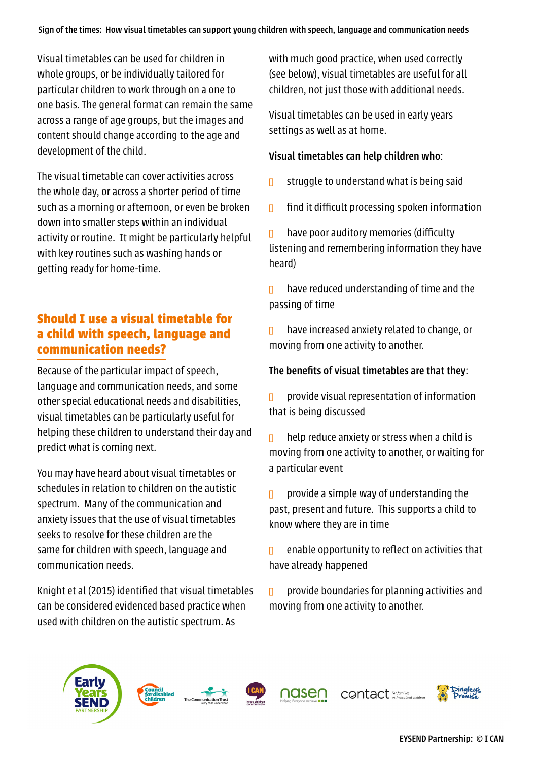Visual timetables can be used for children in whole groups, or be individually tailored for particular children to work through on a one to one basis. The general format can remain the same across a range of age groups, but the images and content should change according to the age and development of the child.

The visual timetable can cover activities across the whole day, or across a shorter period of time such as a morning or afternoon, or even be broken down into smaller steps within an individual activity or routine. It might be particularly helpful with key routines such as washing hands or getting ready for home-time.

## Should I use a visual timetable for a child with speech, language and communication needs?

Because of the particular impact of speech, language and communication needs, and some other special educational needs and disabilities, visual timetables can be particularly useful for helping these children to understand their day and predict what is coming next.

You may have heard about visual timetables or schedules in relation to children on the autistic spectrum. Many of the communication and anxiety issues that the use of visual timetables seeks to resolve for these children are the same for children with speech, language and communication needs.

Knight et al (2015) identified that visual timetables can be considered evidenced based practice when used with children on the autistic spectrum. As with much good practice, when used correctly (see below), visual timetables are useful for all children, not just those with additional needs.

Visual timetables can be used in early years settings as well as at home.

**Visual timetables can help children who**:

- struggle to understand what is being said
- find it difficult processing spoken information
- have poor auditory memories (difficulty listening and remembering information they have heard)
- have reduced understanding of time and the passing of time
- have increased anxiety related to change, or moving from one activity to another.

**The benefits of visual timetables are that they**:

- provide visual representation of information that is being discussed
- help reduce anxiety or stress when a child is moving from one activity to another, or waiting for a particular event
- provide a simple way of understanding the past, present and future. This supports a child to know where they are in time
- enable opportunity to reflect on activities that have already happened
- provide boundaries for planning activities and moving from one activity to another.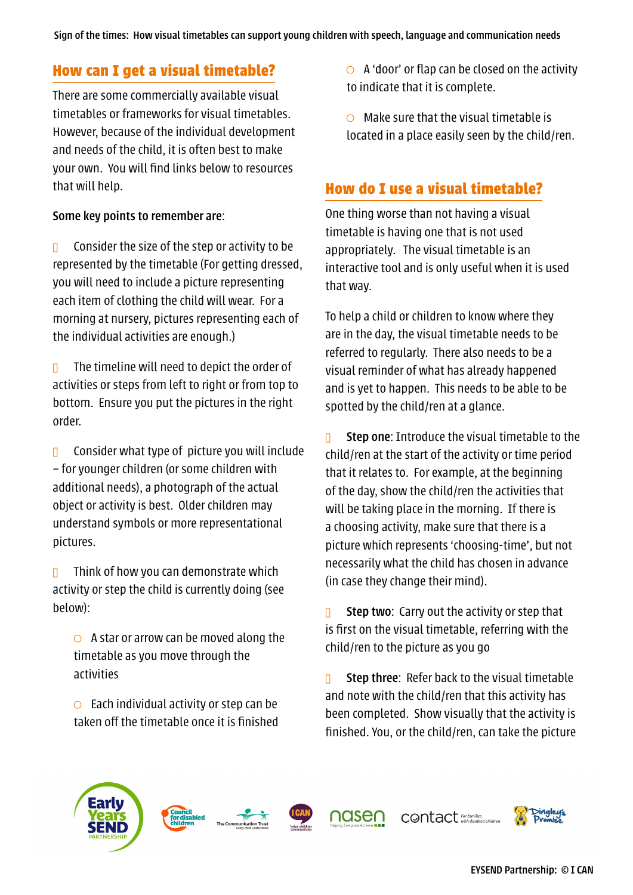## How can I get a visual timetable?

There are some commercially available visual timetables or frameworks for visual timetables. However, because of the individual development and needs of the child, it is often best to make your own. You will find links below to resources that will help.

Some key points to remember are:

- Consider the size of the step or activity to be represented by the timetable (For getting dressed, you will need to include a picture representing each item of clothing the child will wear. For a morning at nursery, pictures representing each of the individual activities are enough.)

- The timeline will need to depict the order of activities or steps from left to right or from top to bottom. Ensure you put the pictures in the right order.

- Consider what type of picture you will include – for younger children (or some children with additional needs), a photograph of the actual object or activity is best. Older children may understand symbols or more representational pictures.

- Think of how you can demonstrate which activity or step the child is currently doing (see below):

    - A star or arrow can be moved along the timetable as you move through the activities

    - Each individual activity or step can be taken off the timetable once it is finished

    - A 'door' or flap can be closed on the activity to indicate that it is complete.

    - Make sure that the visual timetable is located in a place easily seen by the child/ren.

## How do I use a visual timetable?

One thing worse than not having a visual timetable is having one that is not used appropriately. The visual timetable is an interactive tool and is only useful when it is used that way.

To help a child or children to know where they are in the day, the visual timetable needs to be referred to regularly. There also needs to be a visual reminder of what has already happened and is yet to happen. This needs to be able to be spotted by the child/ren at a glance.

- **Step one**: Introduce the visual timetable to the child/ren at the start of the activity or time period that it relates to. For example, at the beginning of the day, show the child/ren the activities that will be taking place in the morning. If there is a choosing activity, make sure that there is a picture which represents 'choosing-time', but not necessarily what the child has chosen in advance (in case they change their mind).

- **Step two**: Carry out the activity or step that is first on the visual timetable, referring with the child/ren to the picture as you go

- **Step three**: Refer back to the visual timetable and note with the child/ren that this activity has been completed. Show visually that the activity is finished. You, or the child/ren, can take the picture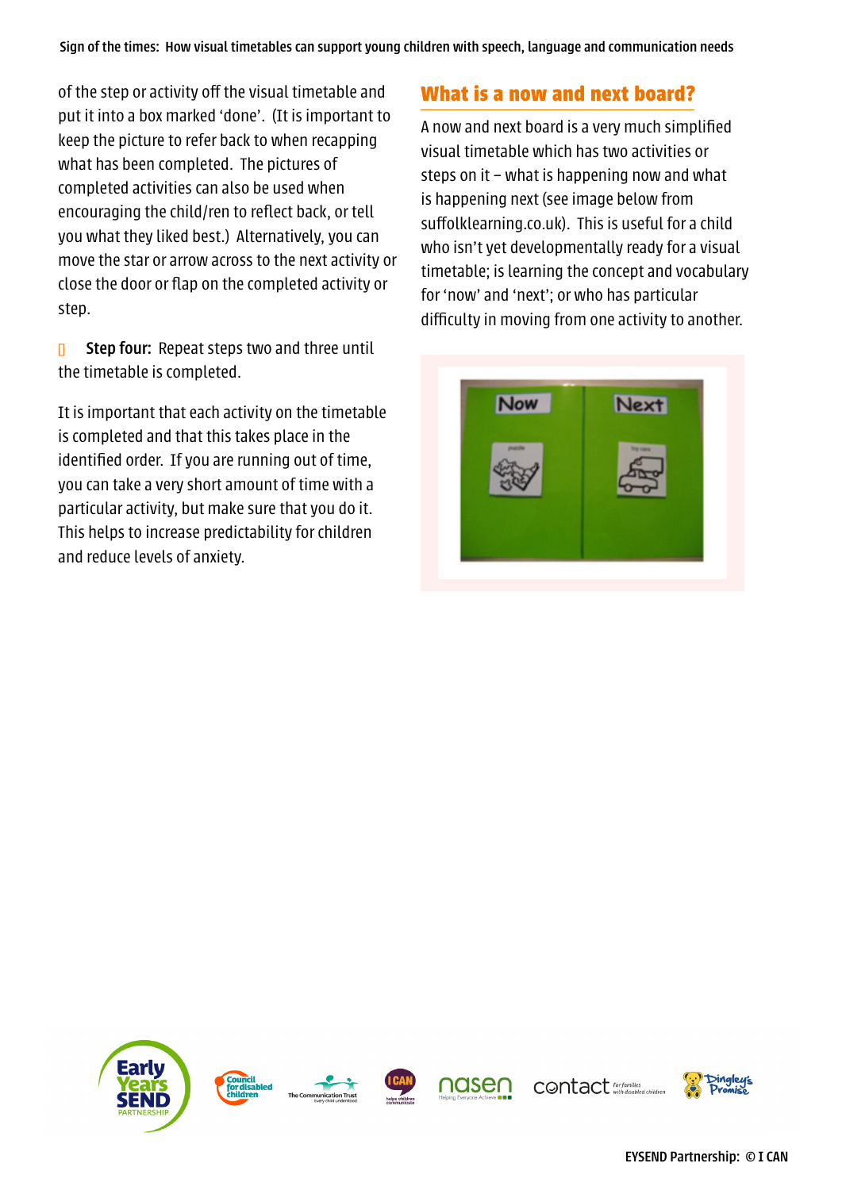of the step or activity off the visual timetable and put it into a box marked 'done'. (It is important to keep the picture to refer back to when recapping what has been completed. The pictures of completed activities can also be used when encouraging the child/ren to reflect back, or tell you what they liked best.) Alternatively, you can move the star or arrow across to the next activity or close the door or flap on the completed activity or step.

- **Step four:** Repeat steps two and three until the timetable is completed.

It is important that each activity on the timetable is completed and that this takes place in the identified order. If you are running out of time, you can take a very short amount of time with a particular activity, but make sure that you do it. This helps to increase predictability for children and reduce levels of anxiety.

## What is a now and next board?

A now and next board is a very much simplified visual timetable which has two activities or steps on it – what is happening now and what is happening next (see image below from suffolklearning.co.uk). This is useful for a child who isn't yet developmentally ready for a visual timetable; is learning the concept and vocabulary for 'now' and 'next'; or who has particular difficulty in moving from one activity to another.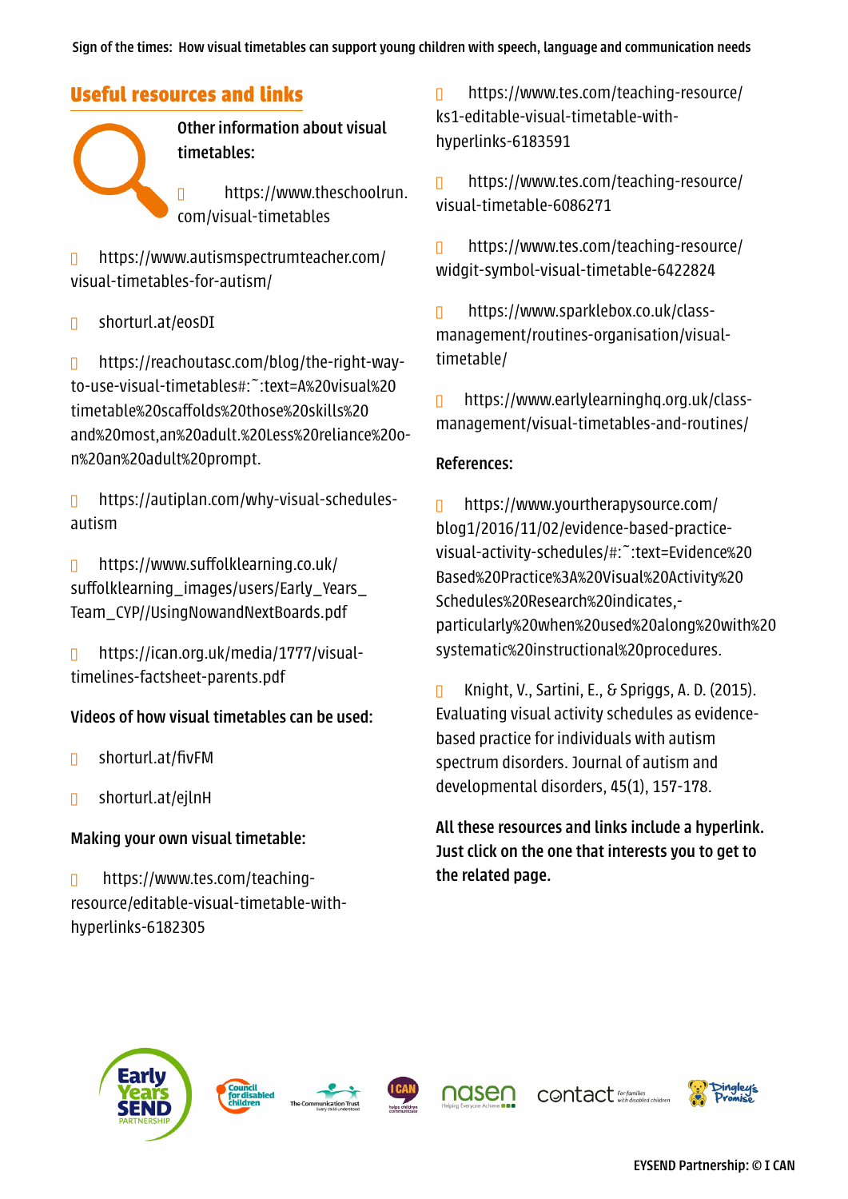## Useful resources and links

Other information about visual timetables:

- https://www.theschoolrun.com/visual-timetables
- https://www.autismspectrumteacher.com/visual-timetables-for-autism/
- shorturl.at/eosDI
- https://reachoutasc.com/blog/the-right-way-to-use-visual-timetables#:~:text=A%20visual%20timetable%20scaffolds%20those%20skills%20and%20most,an%20adult.%20Less%20reliance%20on%20an%20adult%20prompt.
- https://autiplan.com/why-visual-schedules-autism
- https://www.suffolklearning.co.uk/suffolklearning_images/users/Early_Years_Team_CYP//UsingNowandNextBoards.pdf
- https://ican.org.uk/media/1777/visual-timelines-factsheet-parents.pdf

Videos of how visual timetables can be used:

- shorturl.at/fivFM
- shorturl.at/ejlnH

Making your own visual timetable:

- https://www.tes.com/teaching-resource/editable-visual-timetable-with-hyperlinks-6182305
- https://www.tes.com/teaching-resource/ks1-editable-visual-timetable-with-hyperlinks-6183591
- https://www.tes.com/teaching-resource/visual-timetable-6086271
- https://www.tes.com/teaching-resource/widgit-symbol-visual-timetable-6422824
- https://www.sparklebox.co.uk/class-management/routines-organisation/visual-timetable/
- https://www.earlylearninghq.org.uk/class-management/visual-timetables-and-routines/

References:

- https://www.yourtherapysource.com/blog1/2016/11/02/evidence-based-practice-visual-activity-schedules/#:~:text=Evidence%20Based%20Practice%3A%20Visual%20Activity%20Schedules%20Research%20indicates,-particularly%20when%20used%20along%20with%20systematic%20instructional%20procedures.
- Knight, V., Sartini, E., & Spriggs, A. D. (2015). Evaluating visual activity schedules as evidence-based practice for individuals with autism spectrum disorders. Journal of autism and developmental disorders, 45(1), 157-178.

**All these resources and links include a hyperlink. Just click on the one that interests you to get to the related page.**

EYSEND Partnership: © I CAN